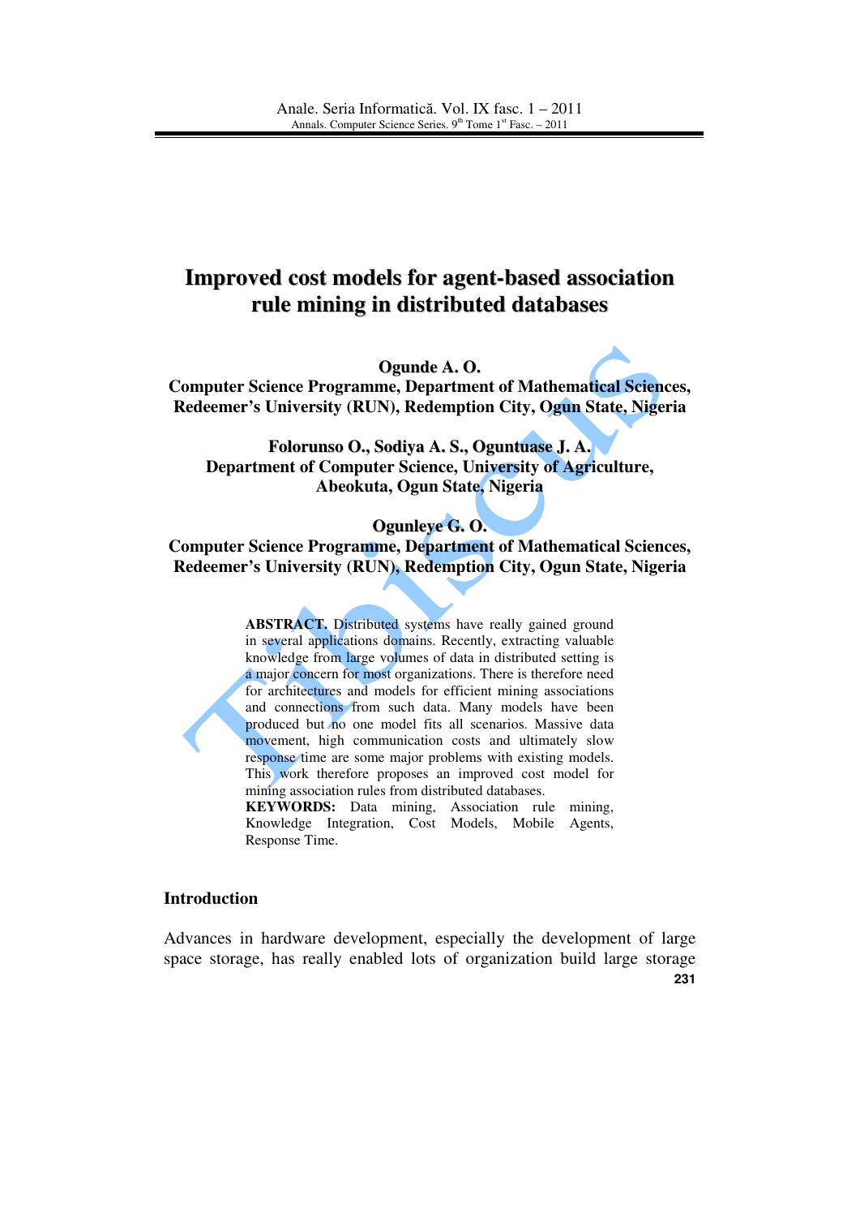# Improved cost models for agent-based association rule mining in distributed databases

**Ogunde A. O.**
**Computer Science Programme, Department of Mathematical Sciences, Redeemer's University (RUN), Redemption City, Ogun State, Nigeria**

**Folorunso O., Sodiya A. S., Oguntuase J. A.**
**Department of Computer Science, University of Agriculture, Abeokuta, Ogun State, Nigeria**

**Ogunleye G. O.**
**Computer Science Programme, Department of Mathematical Sciences, Redeemer's University (RUN), Redemption City, Ogun State, Nigeria**

**ABSTRACT.** Distributed systems have really gained ground in several applications domains. Recently, extracting valuable knowledge from large volumes of data in distributed setting is a major concern for most organizations. There is therefore need for architectures and models for efficient mining associations and connections from such data. Many models have been produced but no one model fits all scenarios. Massive data movement, high communication costs and ultimately slow response time are some major problems with existing models. This work therefore proposes an improved cost model for mining association rules from distributed databases.

**KEYWORDS:** Data mining, Association rule mining, Knowledge Integration, Cost Models, Mobile Agents, Response Time.

## Introduction

Advances in hardware development, especially the development of large space storage, has really enabled lots of organization build large storage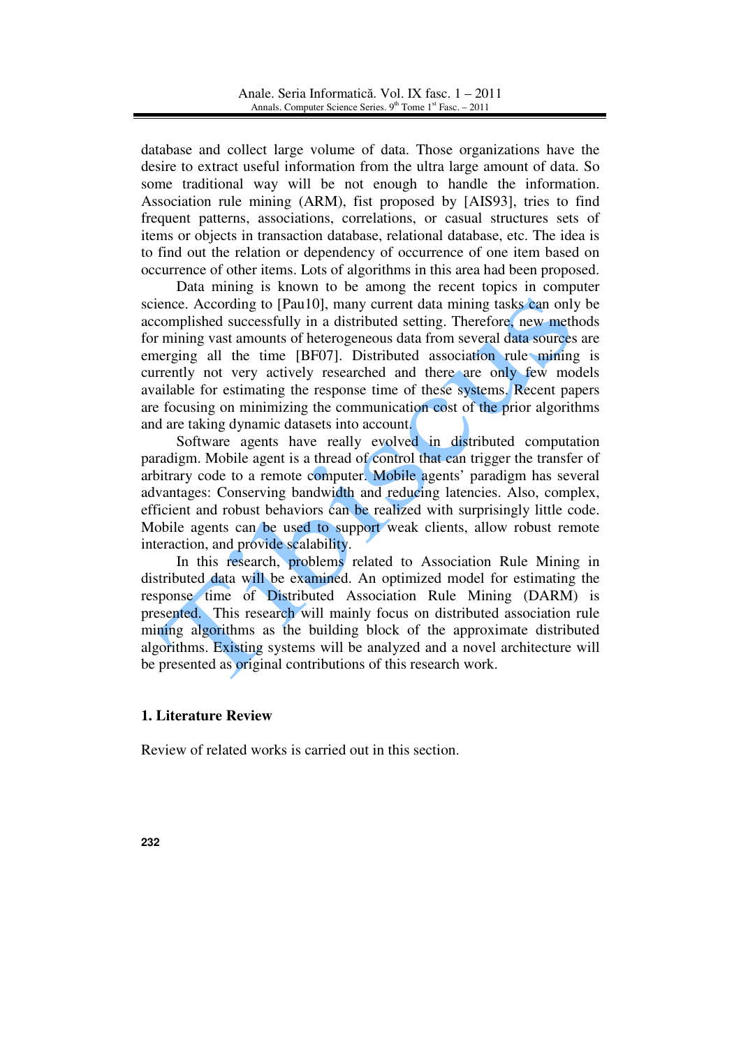database and collect large volume of data. Those organizations have the desire to extract useful information from the ultra large amount of data. So some traditional way will be not enough to handle the information. Association rule mining (ARM), fist proposed by [AIS93], tries to find frequent patterns, associations, correlations, or casual structures sets of items or objects in transaction database, relational database, etc. The idea is to find out the relation or dependency of occurrence of one item based on occurrence of other items. Lots of algorithms in this area had been proposed.

Data mining is known to be among the recent topics in computer science. According to [Pau10], many current data mining tasks can only be accomplished successfully in a distributed setting. Therefore, new methods for mining vast amounts of heterogeneous data from several data sources are emerging all the time [BF07]. Distributed association rule mining is currently not very actively researched and there are only few models available for estimating the response time of these systems. Recent papers are focusing on minimizing the communication cost of the prior algorithms and are taking dynamic datasets into account.

Software agents have really evolved in distributed computation paradigm. Mobile agent is a thread of control that can trigger the transfer of arbitrary code to a remote computer. Mobile agents' paradigm has several advantages: Conserving bandwidth and reducing latencies. Also, complex, efficient and robust behaviors can be realized with surprisingly little code. Mobile agents can be used to support weak clients, allow robust remote interaction, and provide scalability.

In this research, problems related to Association Rule Mining in distributed data will be examined. An optimized model for estimating the response time of Distributed Association Rule Mining (DARM) is presented. This research will mainly focus on distributed association rule mining algorithms as the building block of the approximate distributed algorithms. Existing systems will be analyzed and a novel architecture will be presented as original contributions of this research work.

## 1. Literature Review

Review of related works is carried out in this section.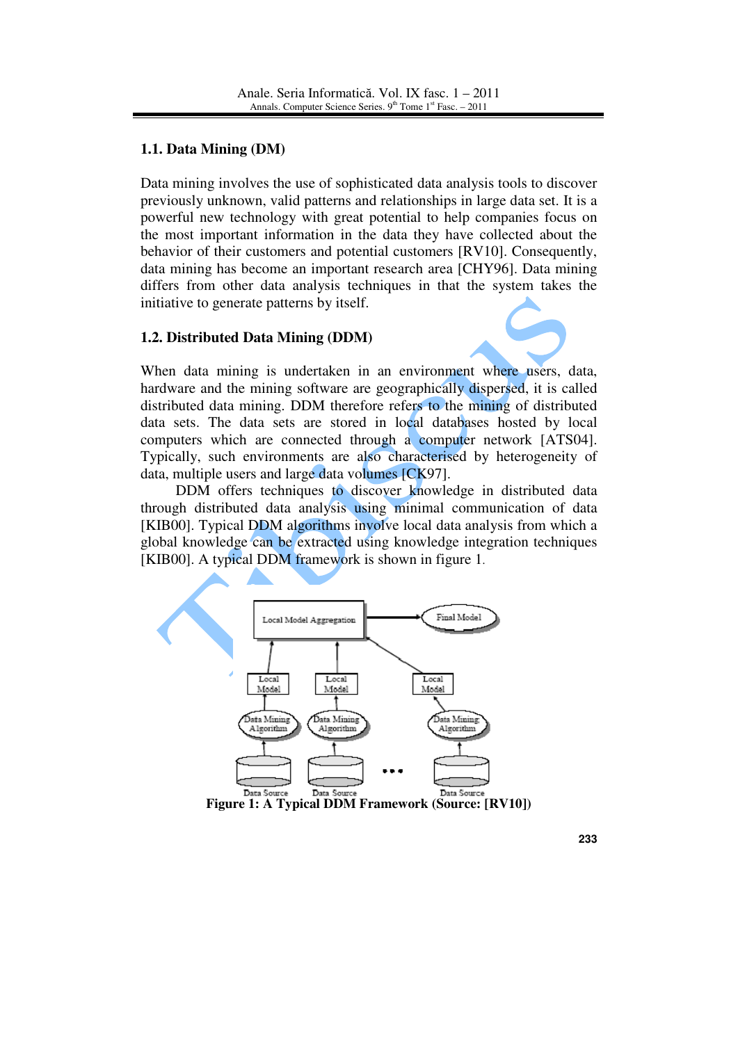## 1.1. Data Mining (DM)

Data mining involves the use of sophisticated data analysis tools to discover previously unknown, valid patterns and relationships in large data set. It is a powerful new technology with great potential to help companies focus on the most important information in the data they have collected about the behavior of their customers and potential customers [RV10]. Consequently, data mining has become an important research area [CHY96]. Data mining differs from other data analysis techniques in that the system takes the initiative to generate patterns by itself.

## 1.2. Distributed Data Mining (DDM)

When data mining is undertaken in an environment where users, data, hardware and the mining software are geographically dispersed, it is called distributed data mining. DDM therefore refers to the mining of distributed data sets. The data sets are stored in local databases hosted by local computers which are connected through a computer network [ATS04]. Typically, such environments are also characterised by heterogeneity of data, multiple users and large data volumes [CK97].

DDM offers techniques to discover knowledge in distributed data through distributed data analysis using minimal communication of data [KIB00]. Typical DDM algorithms involve local data analysis from which a global knowledge can be extracted using knowledge integration techniques [KIB00]. A typical DDM framework is shown in figure 1.

Local Model Aggregation → Final Model

Local Model | Local Model | Local Model

Data Mining Algorithm | Data Mining Algorithm | Data Mining Algorithm

Data Source | Data Source | ... | Data Source

**Figure 1: A Typical DDM Framework (Source: [RV10])**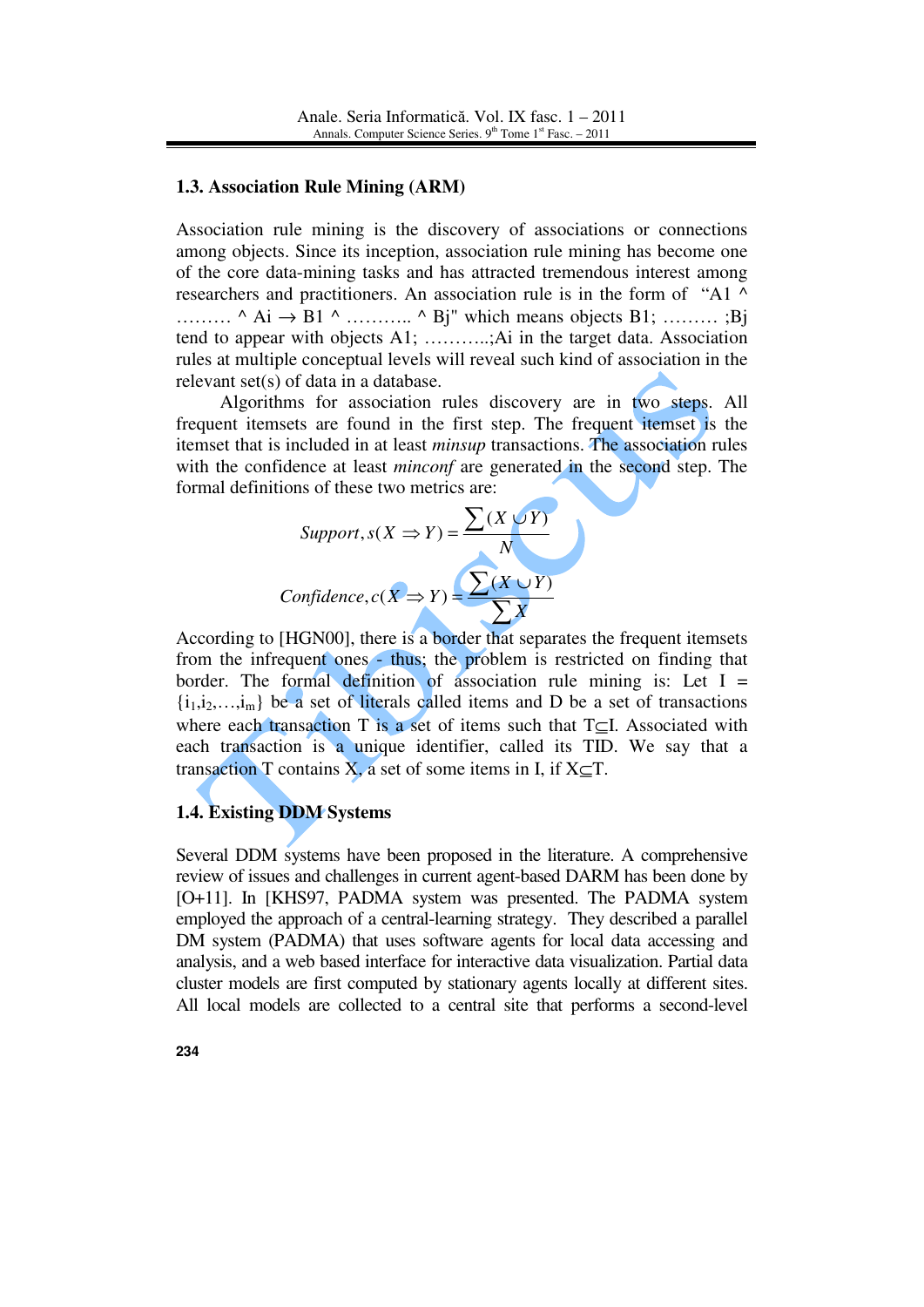### 1.3. Association Rule Mining (ARM)

Association rule mining is the discovery of associations or connections among objects. Since its inception, association rule mining has become one of the core data-mining tasks and has attracted tremendous interest among researchers and practitioners. An association rule is in the form of "A1 ^ ……… ^ Ai → B1 ^ ……….. ^ Bj" which means objects B1; ……… ;Bj tend to appear with objects A1; ………..;Ai in the target data. Association rules at multiple conceptual levels will reveal such kind of association in the relevant set(s) of data in a database.

Algorithms for association rules discovery are in two steps. All frequent itemsets are found in the first step. The frequent itemset is the itemset that is included in at least *minsup* transactions. The association rules with the confidence at least *minconf* are generated in the second step. The formal definitions of these two metrics are:

$$Support, s(X \Rightarrow Y) = \frac{\sum(X \cup Y)}{N}$$

$$Confidence, c(X \Rightarrow Y) = \frac{\sum(X \cup Y)}{\sum X}$$

According to [HGN00], there is a border that separates the frequent itemsets from the infrequent ones - thus; the problem is restricted on finding that border. The formal definition of association rule mining is: Let I = $\{i_1, i_2, \ldots, i_m\}$ be a set of literals called items and D be a set of transactions where each transaction T is a set of items such that $T \subseteq I$. Associated with each transaction is a unique identifier, called its TID. We say that a transaction T contains X, a set of some items in I, if $X \subseteq T$.

### 1.4. Existing DDM Systems

Several DDM systems have been proposed in the literature. A comprehensive review of issues and challenges in current agent-based DARM has been done by [O+11]. In [KHS97, PADMA system was presented. The PADMA system employed the approach of a central-learning strategy. They described a parallel DM system (PADMA) that uses software agents for local data accessing and analysis, and a web based interface for interactive data visualization. Partial data cluster models are first computed by stationary agents locally at different sites. All local models are collected to a central site that performs a second-level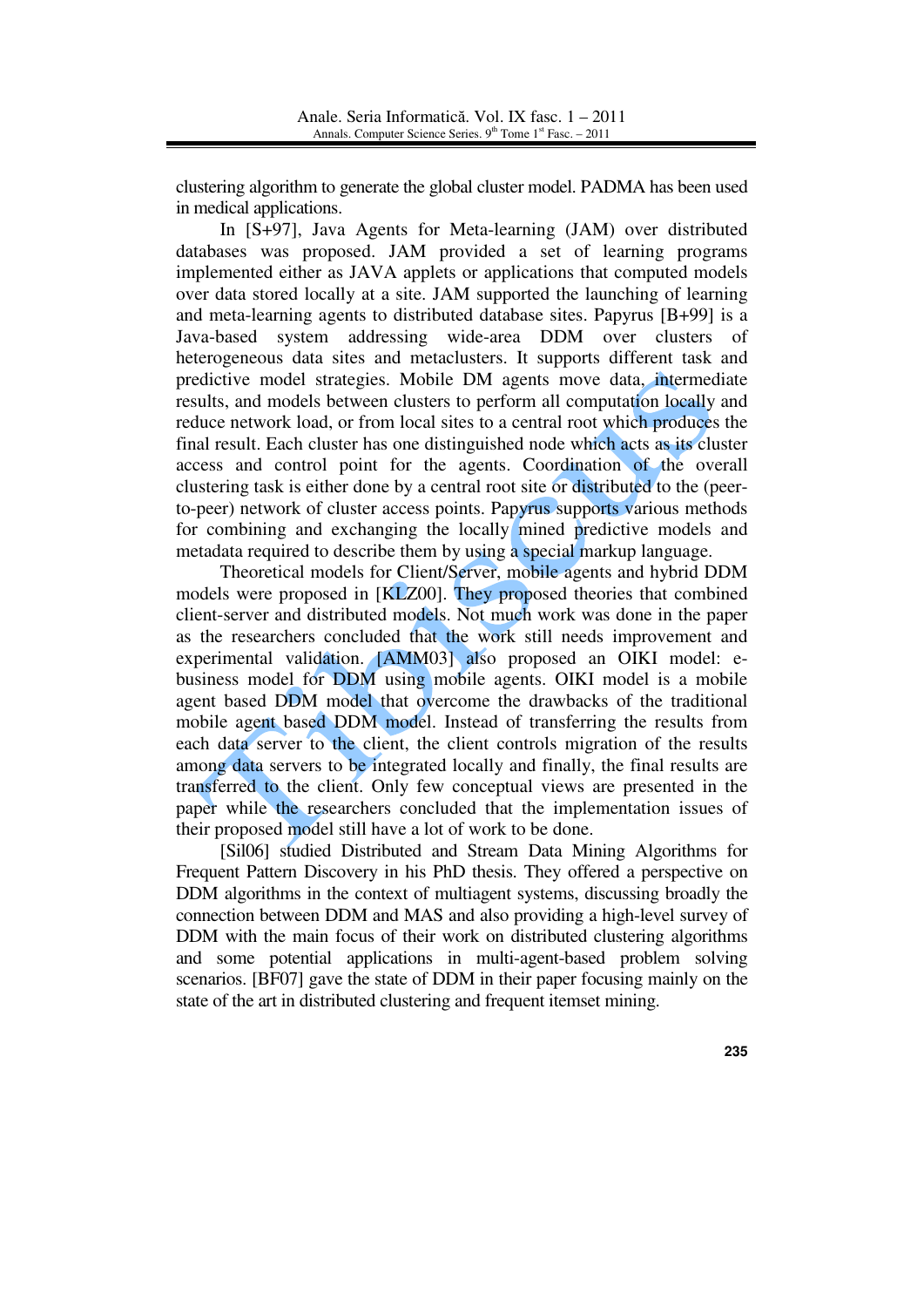clustering algorithm to generate the global cluster model. PADMA has been used in medical applications.

In [S+97], Java Agents for Meta-learning (JAM) over distributed databases was proposed. JAM provided a set of learning programs implemented either as JAVA applets or applications that computed models over data stored locally at a site. JAM supported the launching of learning and meta-learning agents to distributed database sites. Papyrus [B+99] is a Java-based system addressing wide-area DDM over clusters of heterogeneous data sites and metaclusters. It supports different task and predictive model strategies. Mobile DM agents move data, intermediate results, and models between clusters to perform all computation locally and reduce network load, or from local sites to a central root which produces the final result. Each cluster has one distinguished node which acts as its cluster access and control point for the agents. Coordination of the overall clustering task is either done by a central root site or distributed to the (peer-to-peer) network of cluster access points. Papyrus supports various methods for combining and exchanging the locally mined predictive models and metadata required to describe them by using a special markup language.

Theoretical models for Client/Server, mobile agents and hybrid DDM models were proposed in [KLZ00]. They proposed theories that combined client-server and distributed models. Not much work was done in the paper as the researchers concluded that the work still needs improvement and experimental validation. [AMM03] also proposed an OIKI model: e-business model for DDM using mobile agents. OIKI model is a mobile agent based DDM model that overcome the drawbacks of the traditional mobile agent based DDM model. Instead of transferring the results from each data server to the client, the client controls migration of the results among data servers to be integrated locally and finally, the final results are transferred to the client. Only few conceptual views are presented in the paper while the researchers concluded that the implementation issues of their proposed model still have a lot of work to be done.

[Sil06] studied Distributed and Stream Data Mining Algorithms for Frequent Pattern Discovery in his PhD thesis. They offered a perspective on DDM algorithms in the context of multiagent systems, discussing broadly the connection between DDM and MAS and also providing a high-level survey of DDM with the main focus of their work on distributed clustering algorithms and some potential applications in multi-agent-based problem solving scenarios. [BF07] gave the state of DDM in their paper focusing mainly on the state of the art in distributed clustering and frequent itemset mining.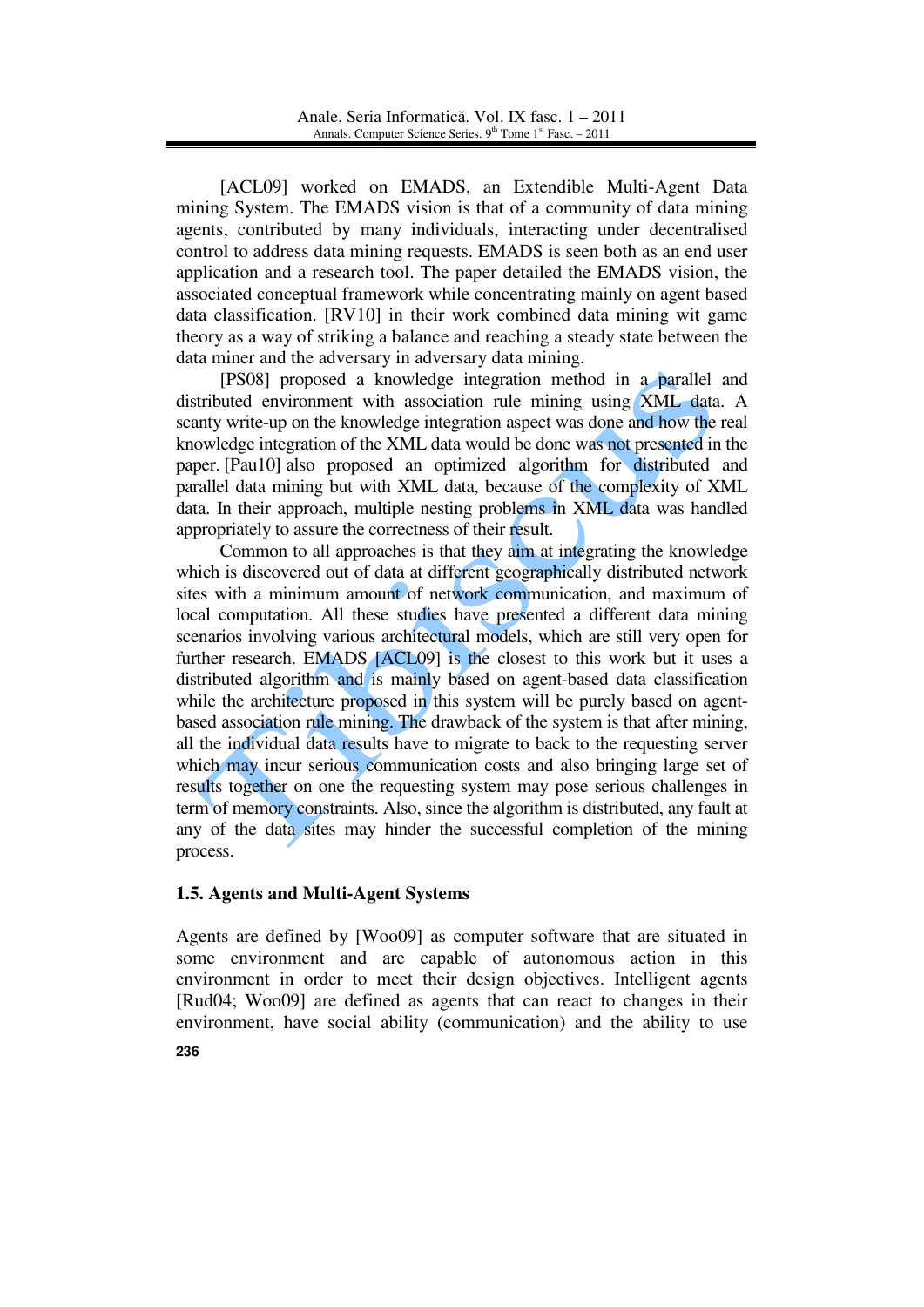[ACL09] worked on EMADS, an Extendible Multi-Agent Data mining System. The EMADS vision is that of a community of data mining agents, contributed by many individuals, interacting under decentralised control to address data mining requests. EMADS is seen both as an end user application and a research tool. The paper detailed the EMADS vision, the associated conceptual framework while concentrating mainly on agent based data classification. [RV10] in their work combined data mining wit game theory as a way of striking a balance and reaching a steady state between the data miner and the adversary in adversary data mining.

[PS08] proposed a knowledge integration method in a parallel and distributed environment with association rule mining using XML data. A scanty write-up on the knowledge integration aspect was done and how the real knowledge integration of the XML data would be done was not presented in the paper. [Pau10] also proposed an optimized algorithm for distributed and parallel data mining but with XML data, because of the complexity of XML data. In their approach, multiple nesting problems in XML data was handled appropriately to assure the correctness of their result.

Common to all approaches is that they aim at integrating the knowledge which is discovered out of data at different geographically distributed network sites with a minimum amount of network communication, and maximum of local computation. All these studies have presented a different data mining scenarios involving various architectural models, which are still very open for further research. EMADS [ACL09] is the closest to this work but it uses a distributed algorithm and is mainly based on agent-based data classification while the architecture proposed in this system will be purely based on agent-based association rule mining. The drawback of the system is that after mining, all the individual data results have to migrate to back to the requesting server which may incur serious communication costs and also bringing large set of results together on one the requesting system may pose serious challenges in term of memory constraints. Also, since the algorithm is distributed, any fault at any of the data sites may hinder the successful completion of the mining process.

### 1.5. Agents and Multi-Agent Systems

Agents are defined by [Woo09] as computer software that are situated in some environment and are capable of autonomous action in this environment in order to meet their design objectives. Intelligent agents [Rud04; Woo09] are defined as agents that can react to changes in their environment, have social ability (communication) and the ability to use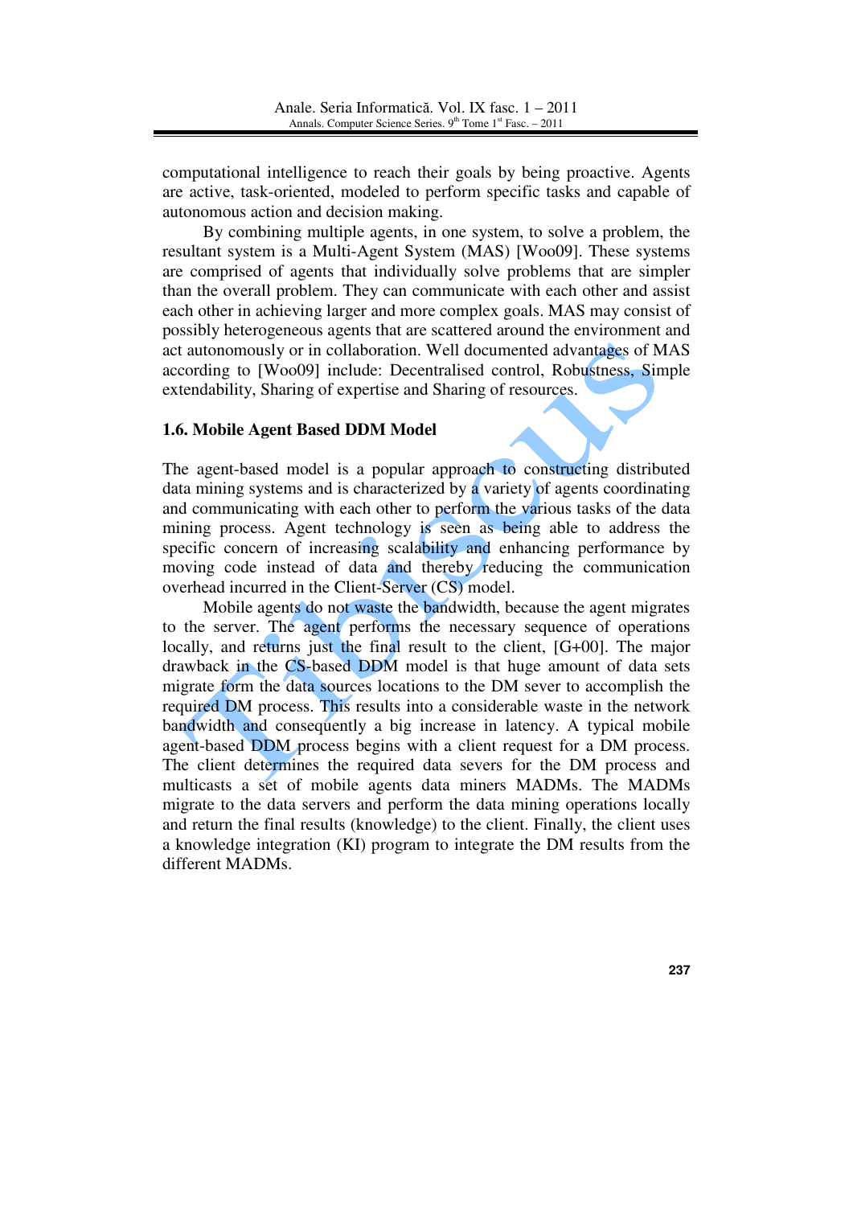computational intelligence to reach their goals by being proactive. Agents are active, task-oriented, modeled to perform specific tasks and capable of autonomous action and decision making.

By combining multiple agents, in one system, to solve a problem, the resultant system is a Multi-Agent System (MAS) [Woo09]. These systems are comprised of agents that individually solve problems that are simpler than the overall problem. They can communicate with each other and assist each other in achieving larger and more complex goals. MAS may consist of possibly heterogeneous agents that are scattered around the environment and act autonomously or in collaboration. Well documented advantages of MAS according to [Woo09] include: Decentralised control, Robustness, Simple extendability, Sharing of expertise and Sharing of resources.

### 1.6. Mobile Agent Based DDM Model

The agent-based model is a popular approach to constructing distributed data mining systems and is characterized by a variety of agents coordinating and communicating with each other to perform the various tasks of the data mining process. Agent technology is seen as being able to address the specific concern of increasing scalability and enhancing performance by moving code instead of data and thereby reducing the communication overhead incurred in the Client-Server (CS) model.

Mobile agents do not waste the bandwidth, because the agent migrates to the server. The agent performs the necessary sequence of operations locally, and returns just the final result to the client, [G+00]. The major drawback in the CS-based DDM model is that huge amount of data sets migrate form the data sources locations to the DM sever to accomplish the required DM process. This results into a considerable waste in the network bandwidth and consequently a big increase in latency. A typical mobile agent-based DDM process begins with a client request for a DM process. The client determines the required data severs for the DM process and multicasts a set of mobile agents data miners MADMs. The MADMs migrate to the data servers and perform the data mining operations locally and return the final results (knowledge) to the client. Finally, the client uses a knowledge integration (KI) program to integrate the DM results from the different MADMs.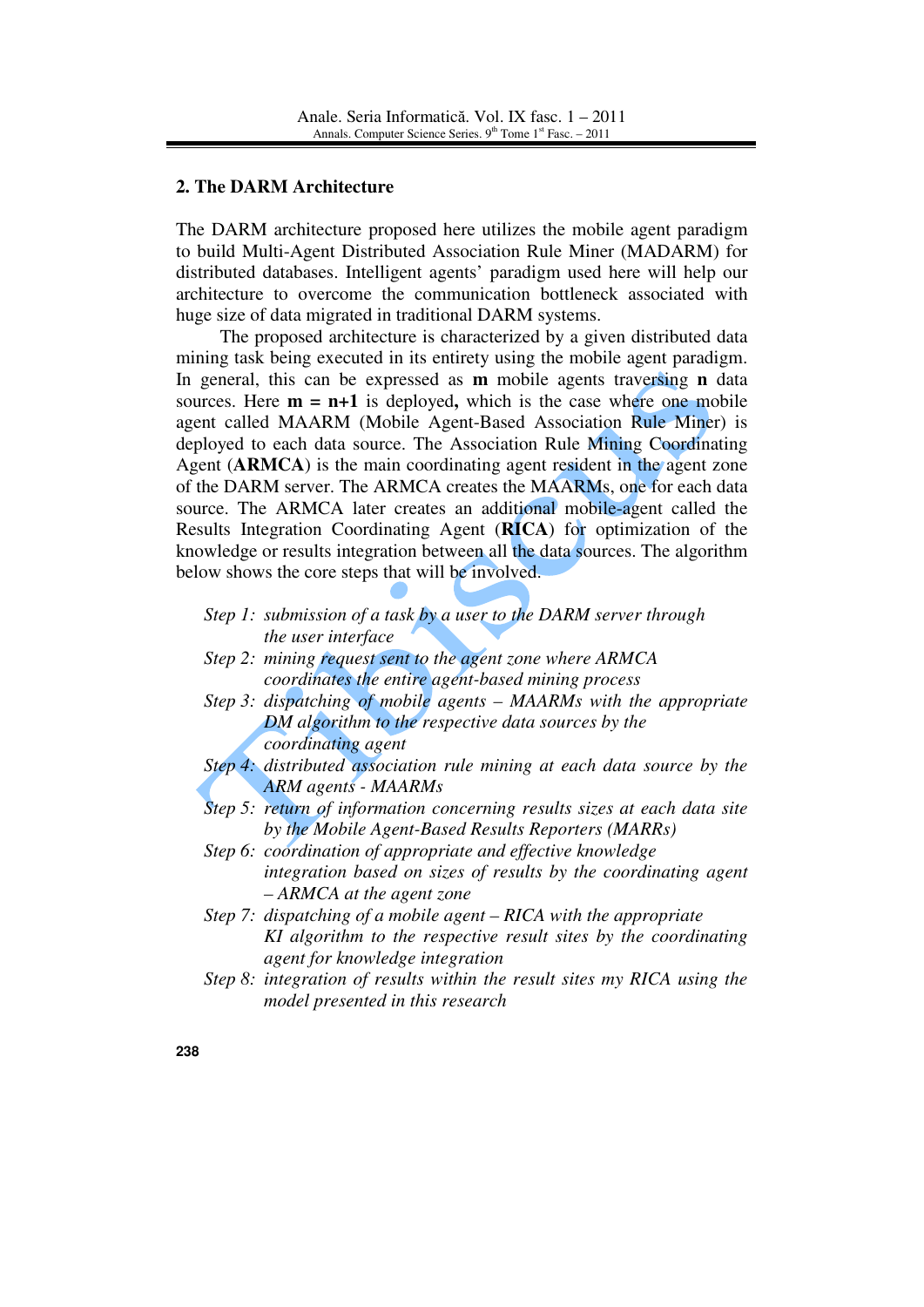## 2. The DARM Architecture

The DARM architecture proposed here utilizes the mobile agent paradigm to build Multi-Agent Distributed Association Rule Miner (MADARM) for distributed databases. Intelligent agents' paradigm used here will help our architecture to overcome the communication bottleneck associated with huge size of data migrated in traditional DARM systems.

The proposed architecture is characterized by a given distributed data mining task being executed in its entirety using the mobile agent paradigm. In general, this can be expressed as **m** mobile agents traversing **n** data sources. Here **m = n+1** is deployed**,** which is the case where one mobile agent called MAARM (Mobile Agent-Based Association Rule Miner) is deployed to each data source. The Association Rule Mining Coordinating Agent (**ARMCA**) is the main coordinating agent resident in the agent zone of the DARM server. The ARMCA creates the MAARMs, one for each data source. The ARMCA later creates an additional mobile-agent called the Results Integration Coordinating Agent (**RICA**) for optimization of the knowledge or results integration between all the data sources. The algorithm below shows the core steps that will be involved.

*Step 1: submission of a task by a user to the DARM server through the user interface*
*Step 2: mining request sent to the agent zone where ARMCA coordinates the entire agent-based mining process*
*Step 3: dispatching of mobile agents – MAARMs with the appropriate DM algorithm to the respective data sources by the coordinating agent*
*Step 4: distributed association rule mining at each data source by the ARM agents - MAARMs*
*Step 5: return of information concerning results sizes at each data site by the Mobile Agent-Based Results Reporters (MARRs)*
*Step 6: coordination of appropriate and effective knowledge integration based on sizes of results by the coordinating agent – ARMCA at the agent zone*
*Step 7: dispatching of a mobile agent – RICA with the appropriate KI algorithm to the respective result sites by the coordinating agent for knowledge integration*
*Step 8: integration of results within the result sites my RICA using the model presented in this research*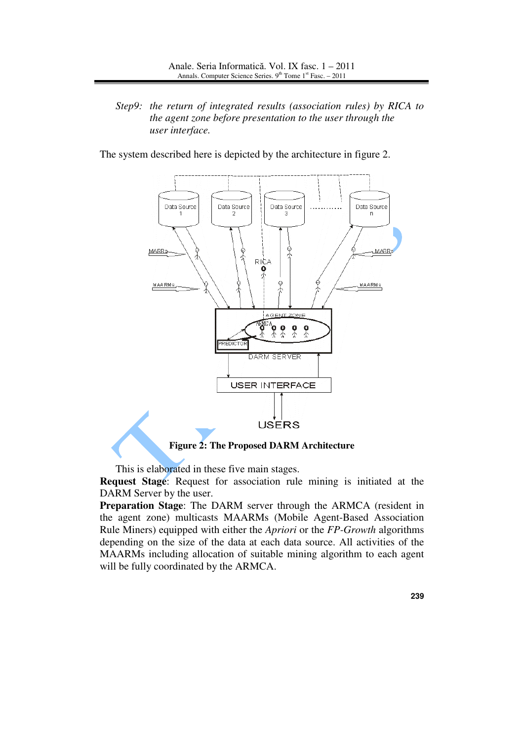*Step9: the return of integrated results (association rules) by RICA to the agent zone before presentation to the user through the user interface.*

The system described here is depicted by the architecture in figure 2.

**Figure 2: The Proposed DARM Architecture**

This is elaborated in these five main stages.

**Request Stage**: Request for association rule mining is initiated at the DARM Server by the user.

**Preparation Stage**: The DARM server through the ARMCA (resident in the agent zone) multicasts MAARMs (Mobile Agent-Based Association Rule Miners) equipped with either the *Apriori* or the *FP-Growth* algorithms depending on the size of the data at each data source. All activities of the MAARMs including allocation of suitable mining algorithm to each agent will be fully coordinated by the ARMCA.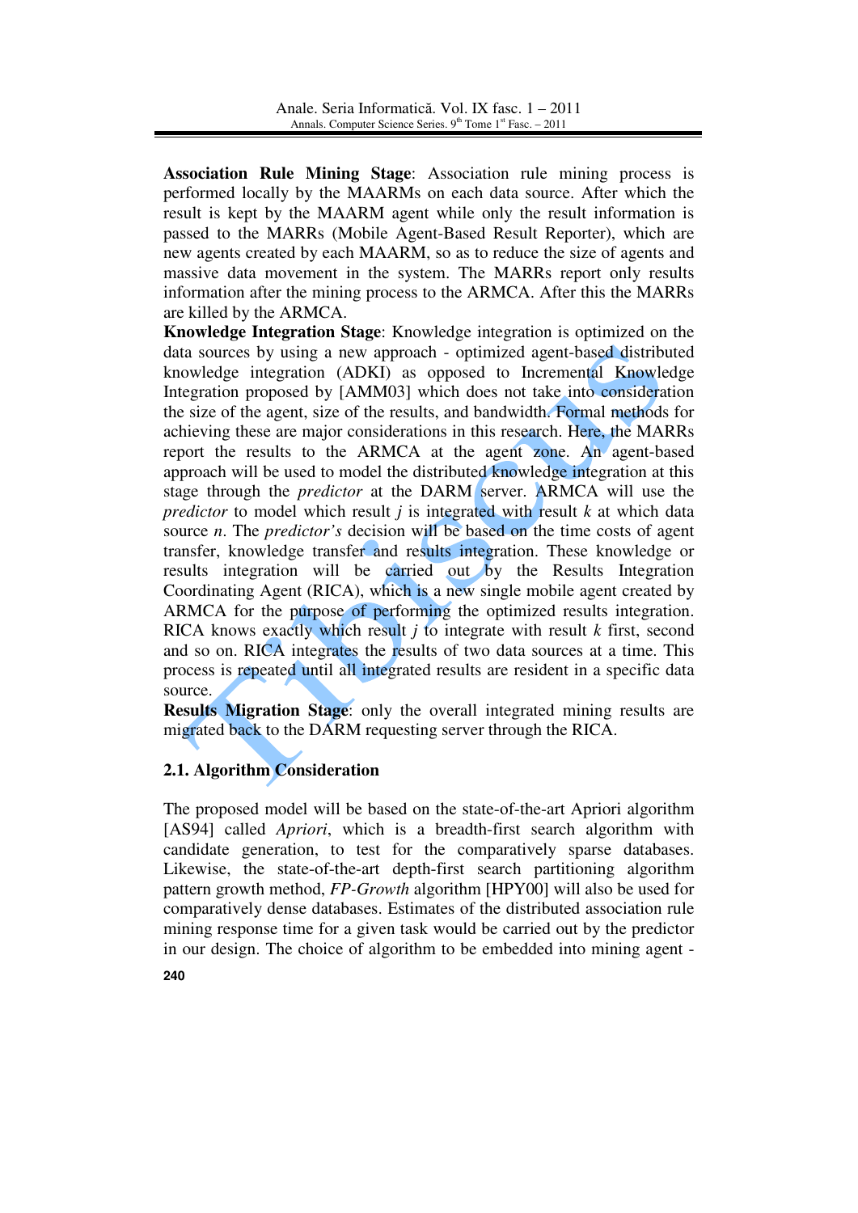**Association Rule Mining Stage**: Association rule mining process is performed locally by the MAARMs on each data source. After which the result is kept by the MAARM agent while only the result information is passed to the MARRs (Mobile Agent-Based Result Reporter), which are new agents created by each MAARM, so as to reduce the size of agents and massive data movement in the system. The MARRs report only results information after the mining process to the ARMCA. After this the MARRs are killed by the ARMCA.

**Knowledge Integration Stage**: Knowledge integration is optimized on the data sources by using a new approach - optimized agent-based distributed knowledge integration (ADKI) as opposed to Incremental Knowledge Integration proposed by [AMM03] which does not take into consideration the size of the agent, size of the results, and bandwidth. Formal methods for achieving these are major considerations in this research. Here, the MARRs report the results to the ARMCA at the agent zone. An agent-based approach will be used to model the distributed knowledge integration at this stage through the *predictor* at the DARM server. ARMCA will use the *predictor* to model which result $j$ is integrated with result $k$ at which data source $n$. The *predictor's* decision will be based on the time costs of agent transfer, knowledge transfer and results integration. These knowledge or results integration will be carried out by the Results Integration Coordinating Agent (RICA), which is a new single mobile agent created by ARMCA for the purpose of performing the optimized results integration. RICA knows exactly which result $j$ to integrate with result $k$ first, second and so on. RICA integrates the results of two data sources at a time. This process is repeated until all integrated results are resident in a specific data source.

**Results Migration Stage**: only the overall integrated mining results are migrated back to the DARM requesting server through the RICA.

## 2.1. Algorithm Consideration

The proposed model will be based on the state-of-the-art Apriori algorithm [AS94] called *Apriori*, which is a breadth-first search algorithm with candidate generation, to test for the comparatively sparse databases. Likewise, the state-of-the-art depth-first search partitioning algorithm pattern growth method, *FP-Growth* algorithm [HPY00] will also be used for comparatively dense databases. Estimates of the distributed association rule mining response time for a given task would be carried out by the predictor in our design. The choice of algorithm to be embedded into mining agent -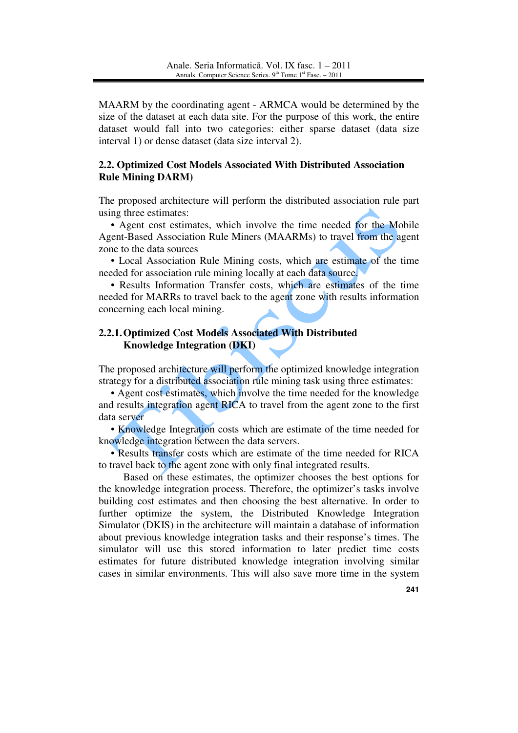MAARM by the coordinating agent - ARMCA would be determined by the size of the dataset at each data site. For the purpose of this work, the entire dataset would fall into two categories: either sparse dataset (data size interval 1) or dense dataset (data size interval 2).

### 2.2. Optimized Cost Models Associated With Distributed Association Rule Mining DARM)

The proposed architecture will perform the distributed association rule part using three estimates:

- Agent cost estimates, which involve the time needed for the Mobile Agent-Based Association Rule Miners (MAARMs) to travel from the agent zone to the data sources
- Local Association Rule Mining costs, which are estimate of the time needed for association rule mining locally at each data source.
- Results Information Transfer costs, which are estimates of the time needed for MARRs to travel back to the agent zone with results information concerning each local mining.

#### 2.2.1. Optimized Cost Models Associated With Distributed Knowledge Integration (DKI)

The proposed architecture will perform the optimized knowledge integration strategy for a distributed association rule mining task using three estimates:

- Agent cost estimates, which involve the time needed for the knowledge and results integration agent RICA to travel from the agent zone to the first data server
- Knowledge Integration costs which are estimate of the time needed for knowledge integration between the data servers.
- Results transfer costs which are estimate of the time needed for RICA to travel back to the agent zone with only final integrated results.

Based on these estimates, the optimizer chooses the best options for the knowledge integration process. Therefore, the optimizer's tasks involve building cost estimates and then choosing the best alternative. In order to further optimize the system, the Distributed Knowledge Integration Simulator (DKIS) in the architecture will maintain a database of information about previous knowledge integration tasks and their response's times. The simulator will use this stored information to later predict time costs estimates for future distributed knowledge integration involving similar cases in similar environments. This will also save more time in the system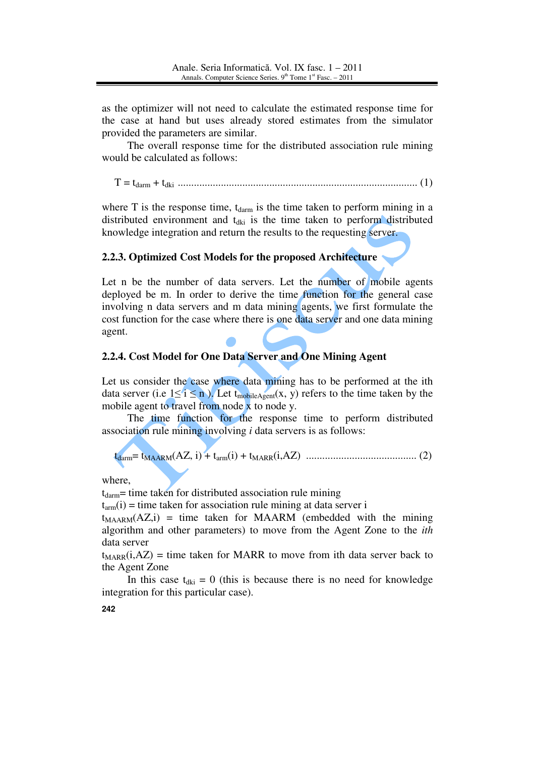as the optimizer will not need to calculate the estimated response time for the case at hand but uses already stored estimates from the simulator provided the parameters are similar.

The overall response time for the distributed association rule mining would be calculated as follows:

$$T = t_{darm} + t_{dki} \quad (1)$$

where T is the response time, $t_{darm}$ is the time taken to perform mining in a distributed environment and $t_{dki}$ is the time taken to perform distributed knowledge integration and return the results to the requesting server.

### 2.2.3. Optimized Cost Models for the proposed Architecture

Let n be the number of data servers. Let the number of mobile agents deployed be m. In order to derive the time function for the general case involving n data servers and m data mining agents, we first formulate the cost function for the case where there is one data server and one data mining agent.

### 2.2.4. Cost Model for One Data Server and One Mining Agent

Let us consider the case where data mining has to be performed at the ith data server (i.e $1 \leq i \leq n$ ). Let $t_{mobileAgent}(x, y)$ refers to the time taken by the mobile agent to travel from node x to node y.

The time function for the response time to perform distributed association rule mining involving *i* data servers is as follows:

$$t_{darm} = t_{MAARM}(AZ, i) + t_{arm}(i) + t_{MARR}(i, AZ) \quad (2)$$

where,

$t_{darm}$ = time taken for distributed association rule mining

$t_{arm}(i)$ = time taken for association rule mining at data server i

$t_{MAARM}(AZ,i)$ = time taken for MAARM (embedded with the mining algorithm and other parameters) to move from the Agent Zone to the *ith* data server

$t_{MARR}(i,AZ)$ = time taken for MARR to move from ith data server back to the Agent Zone

In this case $t_{dki} = 0$ (this is because there is no need for knowledge integration for this particular case).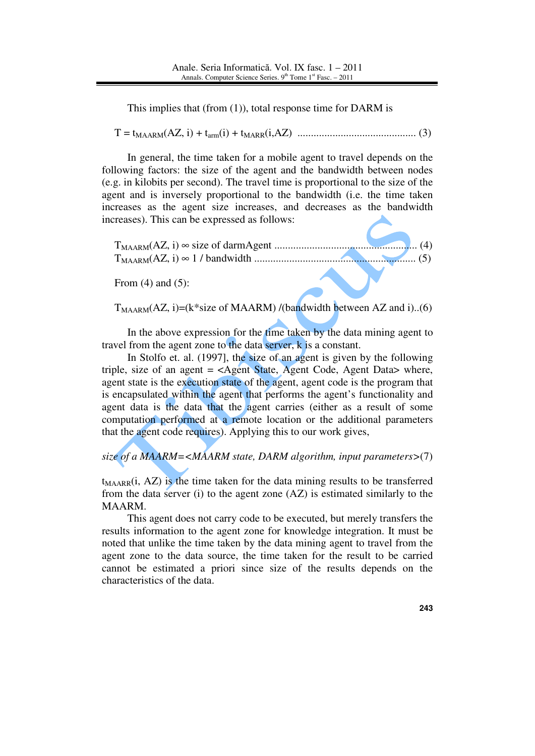This implies that (from (1)), total response time for DARM is

$$T = t_{MAARM}(AZ, i) + t_{arm}(i) + t_{MARR}(i,AZ) \quad \text{.......................................... (3)}$$

In general, the time taken for a mobile agent to travel depends on the following factors: the size of the agent and the bandwidth between nodes (e.g. in kilobits per second). The travel time is proportional to the size of the agent and is inversely proportional to the bandwidth (i.e. the time taken increases as the agent size increases, and decreases as the bandwidth increases). This can be expressed as follows:

$$T_{MAARM}(AZ, i) \propto \text{size of darmAgent} \quad \text{.................................................... (4)}$$

$$T_{MAARM}(AZ, i) \propto 1 / \text{bandwidth} \quad \text{.......................................................... (5)}$$

From (4) and (5):

$$T_{MAARM}(AZ, i) = (k*\text{size of MAARM}) / (\text{bandwidth between AZ and i}) \text{..(6)}$$

In the above expression for the time taken by the data mining agent to travel from the agent zone to the data server, k is a constant.

In Stolfo et. al. (1997], the size of an agent is given by the following triple, size of an agent = <Agent State, Agent Code, Agent Data> where, agent state is the execution state of the agent, agent code is the program that is encapsulated within the agent that performs the agent's functionality and agent data is the data that the agent carries (either as a result of some computation performed at a remote location or the additional parameters that the agent code requires). Applying this to our work gives,

*size of a MAARM=<MAARM state, DARM algorithm, input parameters>*(7)

$t_{MAARR}(i, AZ)$ is the time taken for the data mining results to be transferred from the data server (i) to the agent zone (AZ) is estimated similarly to the MAARM.

This agent does not carry code to be executed, but merely transfers the results information to the agent zone for knowledge integration. It must be noted that unlike the time taken by the data mining agent to travel from the agent zone to the data source, the time taken for the result to be carried cannot be estimated a priori since size of the results depends on the characteristics of the data.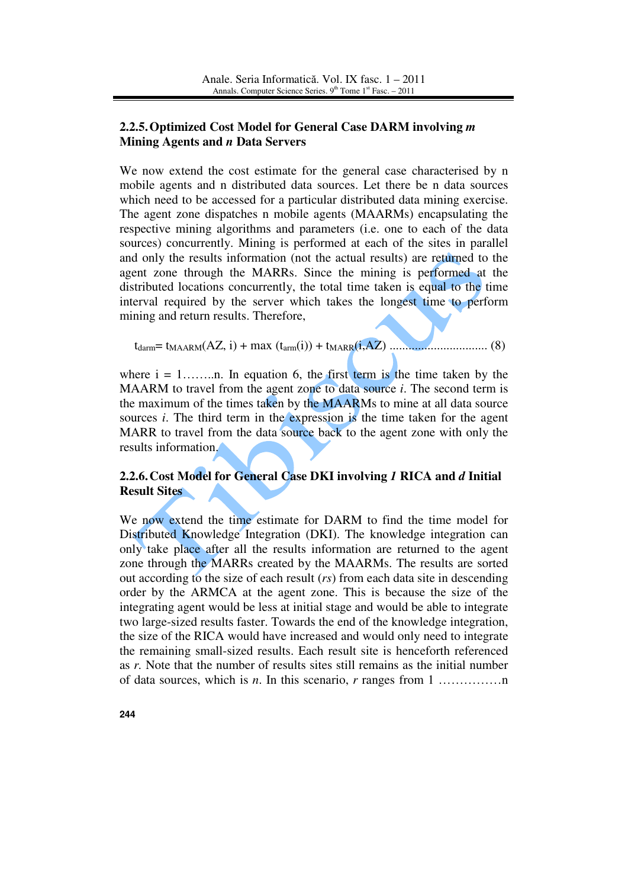### 2.2.5. Optimized Cost Model for General Case DARM involving *m* Mining Agents and *n* Data Servers

We now extend the cost estimate for the general case characterised by n mobile agents and n distributed data sources. Let there be n data sources which need to be accessed for a particular distributed data mining exercise. The agent zone dispatches n mobile agents (MAARMs) encapsulating the respective mining algorithms and parameters (i.e. one to each of the data sources) concurrently. Mining is performed at each of the sites in parallel and only the results information (not the actual results) are returned to the agent zone through the MARRs. Since the mining is performed at the distributed locations concurrently, the total time taken is equal to the time interval required by the server which takes the longest time to perform mining and return results. Therefore,

$$t_{darm} = t_{MAARM}(AZ, i) + \max(t_{arm}(i)) + t_{MARR}(i, AZ) \quad \text{.............................. (8)}$$

where i = 1……..n. In equation 6, the first term is the time taken by the MAARM to travel from the agent zone to data source *i*. The second term is the maximum of the times taken by the MAARMs to mine at all data source sources *i*. The third term in the expression is the time taken for the agent MARR to travel from the data source back to the agent zone with only the results information.

### 2.2.6. Cost Model for General Case DKI involving *1* RICA and *d* Initial Result Sites

We now extend the time estimate for DARM to find the time model for Distributed Knowledge Integration (DKI). The knowledge integration can only take place after all the results information are returned to the agent zone through the MARRs created by the MAARMs. The results are sorted out according to the size of each result (*rs*) from each data site in descending order by the ARMCA at the agent zone. This is because the size of the integrating agent would be less at initial stage and would be able to integrate two large-sized results faster. Towards the end of the knowledge integration, the size of the RICA would have increased and would only need to integrate the remaining small-sized results. Each result site is henceforth referenced as *r*. Note that the number of results sites still remains as the initial number of data sources, which is *n*. In this scenario, *r* ranges from 1 ……………n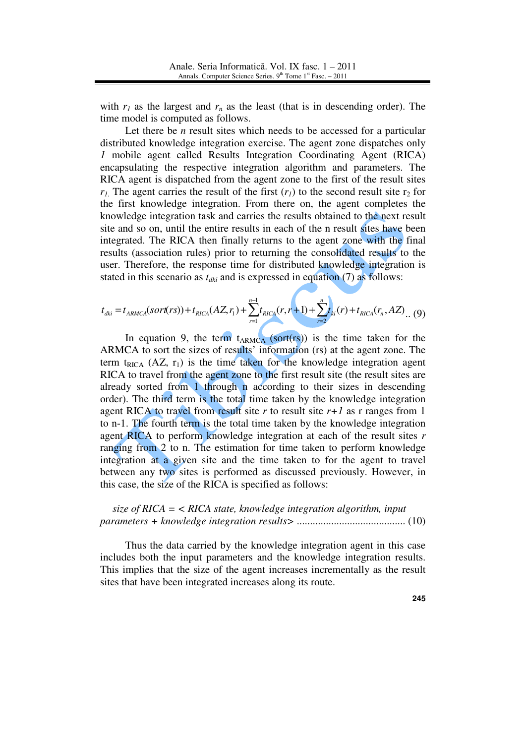with $r_1$ as the largest and $r_n$ as the least (that is in descending order). The time model is computed as follows.

Let there be $n$ result sites which needs to be accessed for a particular distributed knowledge integration exercise. The agent zone dispatches only *1* mobile agent called Results Integration Coordinating Agent (RICA) encapsulating the respective integration algorithm and parameters. The RICA agent is dispatched from the agent zone to the first of the result sites $r_1$. The agent carries the result of the first ($r_1$) to the second result site $r_2$ for the first knowledge integration. From there on, the agent completes the knowledge integration task and carries the results obtained to the next result site and so on, until the entire results in each of the n result sites have been integrated. The RICA then finally returns to the agent zone with the final results (association rules) prior to returning the consolidated results to the user. Therefore, the response time for distributed knowledge integration is stated in this scenario as $t_{dki}$ and is expressed in equation (7) as follows:

$$t_{dki} = t_{ARMCA}(sort(rs)) + t_{RICA}(AZ, r_1) + \sum_{r=1}^{n-1} t_{RICA}(r, r+1) + \sum_{r=2}^{n} t_{ki}(r) + t_{RICA}(r_n, AZ) \quad (9)$$

In equation 9, the term $t_{ARMCA}$ (sort(rs)) is the time taken for the ARMCA to sort the sizes of results' information (rs) at the agent zone. The term $t_{RICA}$ (AZ, $r_1$) is the time taken for the knowledge integration agent RICA to travel from the agent zone to the first result site (the result sites are already sorted from 1 through n according to their sizes in descending order). The third term is the total time taken by the knowledge integration agent RICA to travel from result site $r$ to result site $r+1$ as r ranges from 1 to n-1. The fourth term is the total time taken by the knowledge integration agent RICA to perform knowledge integration at each of the result sites $r$ ranging from 2 to n. The estimation for time taken to perform knowledge integration at a given site and the time taken to for the agent to travel between any two sites is performed as discussed previously. However, in this case, the size of the RICA is specified as follows:

*size of RICA = < RICA state, knowledge integration algorithm, input parameters + knowledge integration results>* ........................................ (10)

Thus the data carried by the knowledge integration agent in this case includes both the input parameters and the knowledge integration results. This implies that the size of the agent increases incrementally as the result sites that have been integrated increases along its route.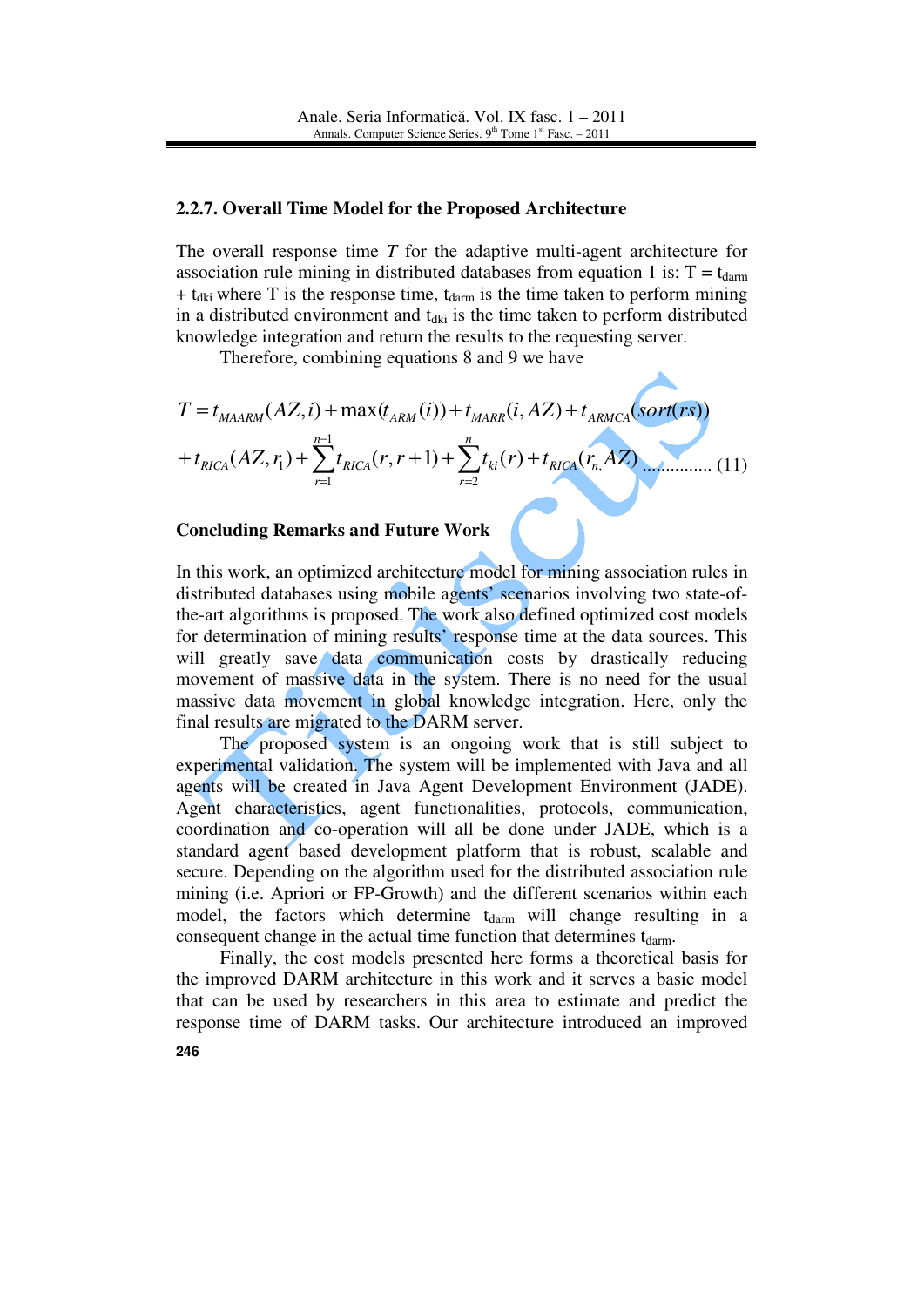### 2.2.7. Overall Time Model for the Proposed Architecture

The overall response time $T$ for the adaptive multi-agent architecture for association rule mining in distributed databases from equation 1 is: $T = t_{darm} + t_{dki}$ where T is the response time, $t_{darm}$ is the time taken to perform mining in a distributed environment and $t_{dki}$ is the time taken to perform distributed knowledge integration and return the results to the requesting server.

Therefore, combining equations 8 and 9 we have

$$T = t_{MAARM}(AZ,i) + \max(t_{ARM}(i)) + t_{MARR}(i,AZ) + t_{ARMCA}(sort(rs)) + t_{RICA}(AZ,r_1) + \sum_{r=1}^{n-1} t_{RICA}(r,r+1) + \sum_{r=2}^{n} t_{ki}(r) + t_{RICA}(r_n,AZ) \quad (11)$$

### Concluding Remarks and Future Work

In this work, an optimized architecture model for mining association rules in distributed databases using mobile agents' scenarios involving two state-of-the-art algorithms is proposed. The work also defined optimized cost models for determination of mining results' response time at the data sources. This will greatly save data communication costs by drastically reducing movement of massive data in the system. There is no need for the usual massive data movement in global knowledge integration. Here, only the final results are migrated to the DARM server.

The proposed system is an ongoing work that is still subject to experimental validation. The system will be implemented with Java and all agents will be created in Java Agent Development Environment (JADE). Agent characteristics, agent functionalities, protocols, communication, coordination and co-operation will all be done under JADE, which is a standard agent based development platform that is robust, scalable and secure. Depending on the algorithm used for the distributed association rule mining (i.e. Apriori or FP-Growth) and the different scenarios within each model, the factors which determine $t_{darm}$ will change resulting in a consequent change in the actual time function that determines $t_{darm}$.

Finally, the cost models presented here forms a theoretical basis for the improved DARM architecture in this work and it serves a basic model that can be used by researchers in this area to estimate and predict the response time of DARM tasks. Our architecture introduced an improved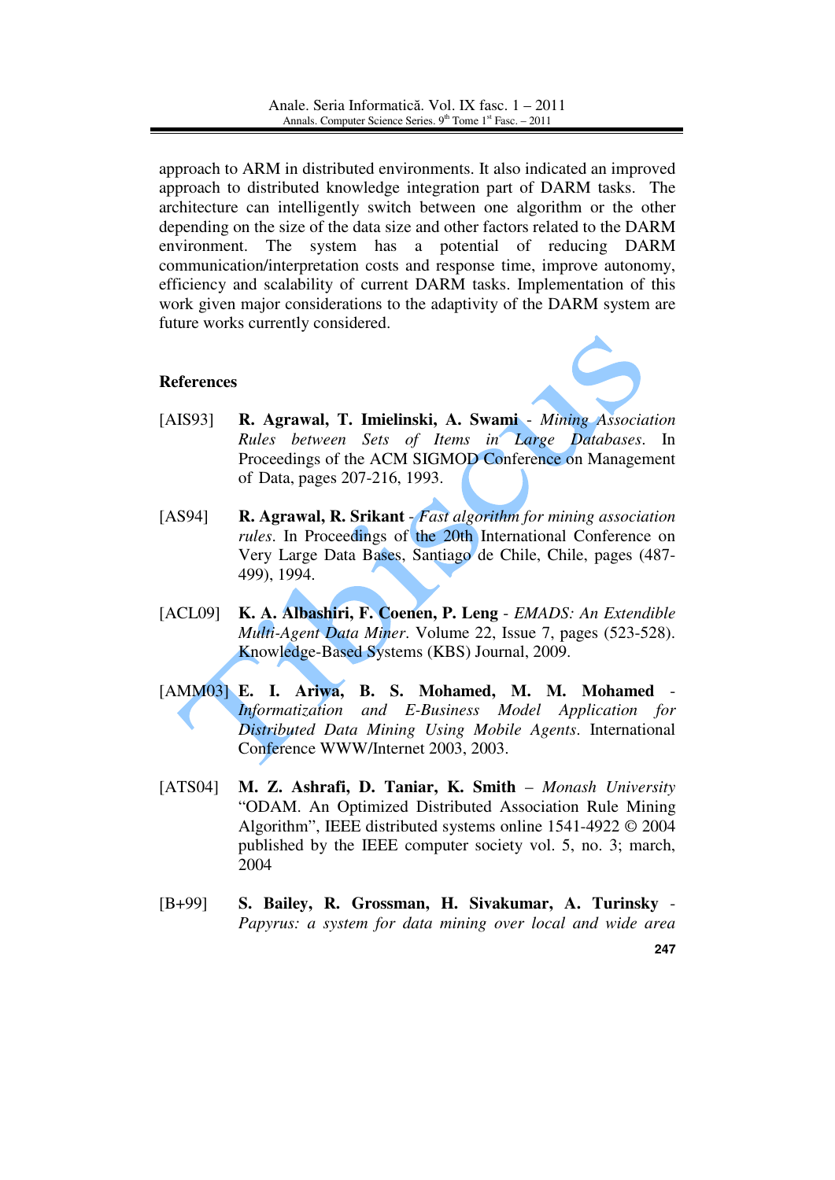approach to ARM in distributed environments. It also indicated an improved approach to distributed knowledge integration part of DARM tasks. The architecture can intelligently switch between one algorithm or the other depending on the size of the data size and other factors related to the DARM environment. The system has a potential of reducing DARM communication/interpretation costs and response time, improve autonomy, efficiency and scalability of current DARM tasks. Implementation of this work given major considerations to the adaptivity of the DARM system are future works currently considered.

## References

[AIS93] **R. Agrawal, T. Imielinski, A. Swami** - *Mining Association Rules between Sets of Items in Large Databases*. In Proceedings of the ACM SIGMOD Conference on Management of Data, pages 207-216, 1993.

[AS94] **R. Agrawal, R. Srikant** - *Fast algorithm for mining association rules*. In Proceedings of the 20th International Conference on Very Large Data Bases, Santiago de Chile, Chile, pages (487-499), 1994.

[ACL09] **K. A. Albashiri, F. Coenen, P. Leng** - *EMADS: An Extendible Multi-Agent Data Miner*. Volume 22, Issue 7, pages (523-528). Knowledge-Based Systems (KBS) Journal, 2009.

[AMM03] **E. I. Ariwa, B. S. Mohamed, M. M. Mohamed** - *Informatization and E-Business Model Application for Distributed Data Mining Using Mobile Agents*. International Conference WWW/Internet 2003, 2003.

[ATS04] **M. Z. Ashrafi, D. Taniar, K. Smith** – *Monash University* "ODAM. An Optimized Distributed Association Rule Mining Algorithm", IEEE distributed systems online 1541-4922 © 2004 published by the IEEE computer society vol. 5, no. 3; march, 2004

[B+99] **S. Bailey, R. Grossman, H. Sivakumar, A. Turinsky** - *Papyrus: a system for data mining over local and wide area*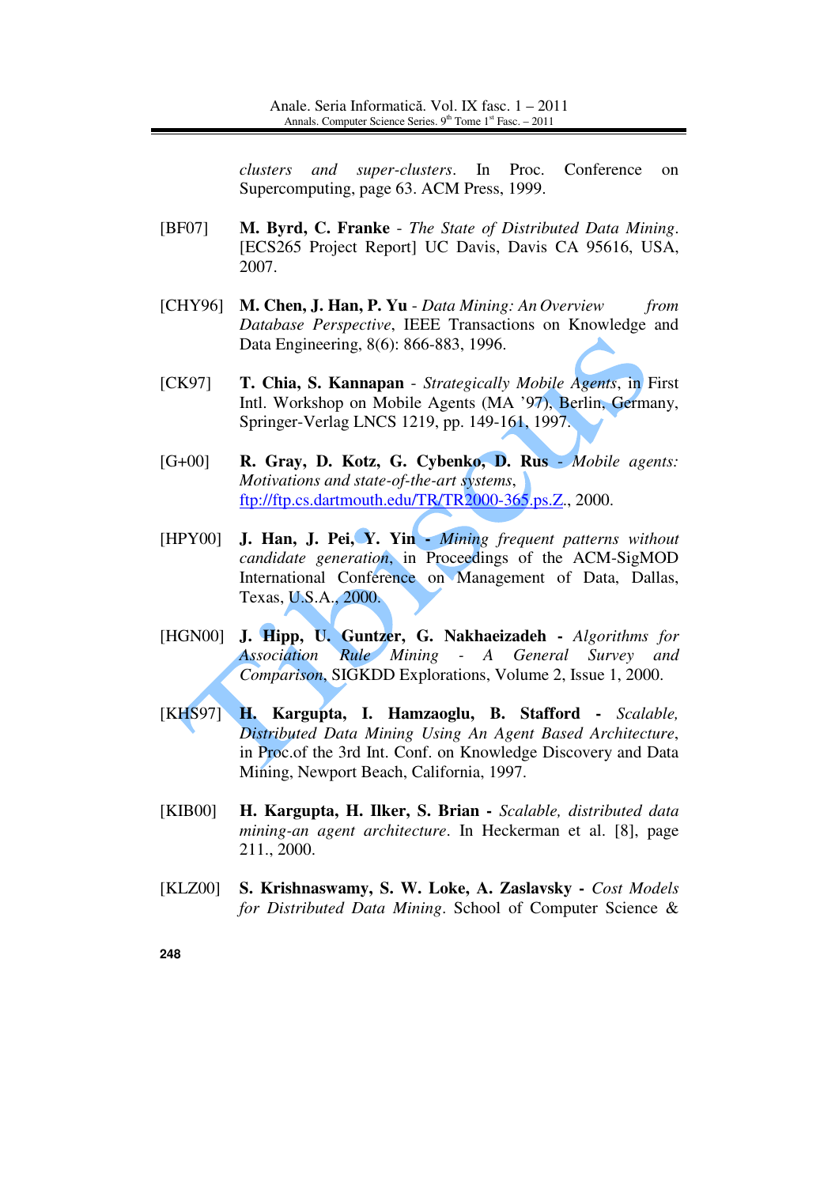*clusters and super-clusters*. In Proc. Conference on Supercomputing, page 63. ACM Press, 1999.

[BF07] **M. Byrd, C. Franke** - *The State of Distributed Data Mining*. [ECS265 Project Report] UC Davis, Davis CA 95616, USA, 2007.

[CHY96] **M. Chen, J. Han, P. Yu** - *Data Mining: An Overview from Database Perspective*, IEEE Transactions on Knowledge and Data Engineering, 8(6): 866-883, 1996.

[CK97] **T. Chia, S. Kannapan** - *Strategically Mobile Agents*, in First Intl. Workshop on Mobile Agents (MA '97), Berlin, Germany, Springer-Verlag LNCS 1219, pp. 149-161, 1997.

[G+00] **R. Gray, D. Kotz, G. Cybenko, D. Rus** - *Mobile agents: Motivations and state-of-the-art systems*, ftp://ftp.cs.dartmouth.edu/TR/TR2000-365.ps.Z., 2000.

[HPY00] **J. Han, J. Pei, Y. Yin** - *Mining frequent patterns without candidate generation*, in Proceedings of the ACM-SigMOD International Conference on Management of Data, Dallas, Texas, U.S.A., 2000.

[HGN00] **J. Hipp, U. Guntzer, G. Nakhaeizadeh** - *Algorithms for Association Rule Mining - A General Survey and Comparison*, SIGKDD Explorations, Volume 2, Issue 1, 2000.

[KHS97] **H. Kargupta, I. Hamzaoglu, B. Stafford** - *Scalable, Distributed Data Mining Using An Agent Based Architecture*, in Proc.of the 3rd Int. Conf. on Knowledge Discovery and Data Mining, Newport Beach, California, 1997.

[KIB00] **H. Kargupta, H. Ilker, S. Brian** - *Scalable, distributed data mining-an agent architecture*. In Heckerman et al. [8], page 211., 2000.

[KLZ00] **S. Krishnaswamy, S. W. Loke, A. Zaslavsky** - *Cost Models for Distributed Data Mining*. School of Computer Science &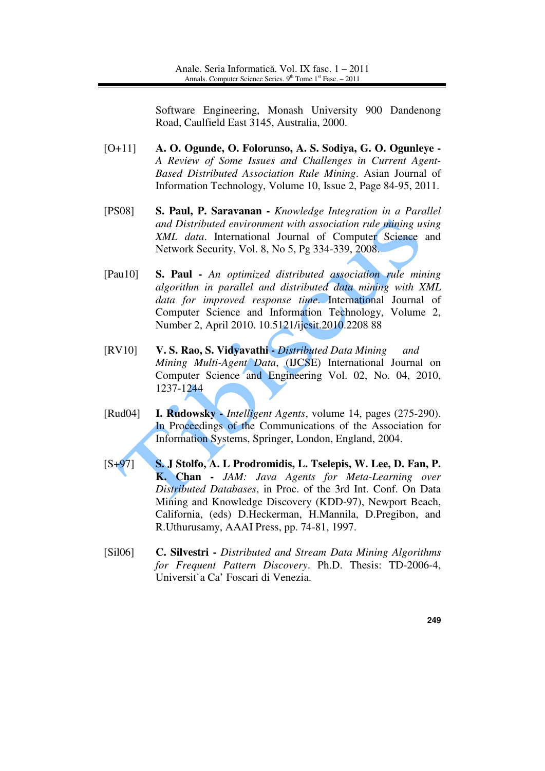Software Engineering, Monash University 900 Dandenong Road, Caulfield East 3145, Australia, 2000.

[O+11] **A. O. Ogunde, O. Folorunso, A. S. Sodiya, G. O. Ogunleye -** *A Review of Some Issues and Challenges in Current Agent-Based Distributed Association Rule Mining*. Asian Journal of Information Technology, Volume 10, Issue 2, Page 84-95, 2011.

[PS08] **S. Paul, P. Saravanan -** *Knowledge Integration in a Parallel and Distributed environment with association rule mining using XML data*. International Journal of Computer Science and Network Security, Vol. 8, No 5, Pg 334-339, 2008.

[Pau10] **S. Paul -** *An optimized distributed association rule mining algorithm in parallel and distributed data mining with XML data for improved response time*. International Journal of Computer Science and Information Technology, Volume 2, Number 2, April 2010. 10.5121/ijcsit.2010.2208 88

[RV10] **V. S. Rao, S. Vidyavathi -** *Distributed Data Mining and Mining Multi-Agent Data*, (IJCSE) International Journal on Computer Science and Engineering Vol. 02, No. 04, 2010, 1237-1244

[Rud04] **I. Rudowsky -** *Intelligent Agents*, volume 14, pages (275-290). In Proceedings of the Communications of the Association for Information Systems, Springer, London, England, 2004.

[S+97] **S. J Stolfo, A. L Prodromidis, L. Tselepis, W. Lee, D. Fan, P. K. Chan -** *JAM: Java Agents for Meta-Learning over Distributed Databases*, in Proc. of the 3rd Int. Conf. On Data Mining and Knowledge Discovery (KDD-97), Newport Beach, California, (eds) D.Heckerman, H.Mannila, D.Pregibon, and R.Uthurusamy, AAAI Press, pp. 74-81, 1997.

[Sil06] **C. Silvestri -** *Distributed and Stream Data Mining Algorithms for Frequent Pattern Discovery*. Ph.D. Thesis: TD-2006-4, Universit`a Ca' Foscari di Venezia.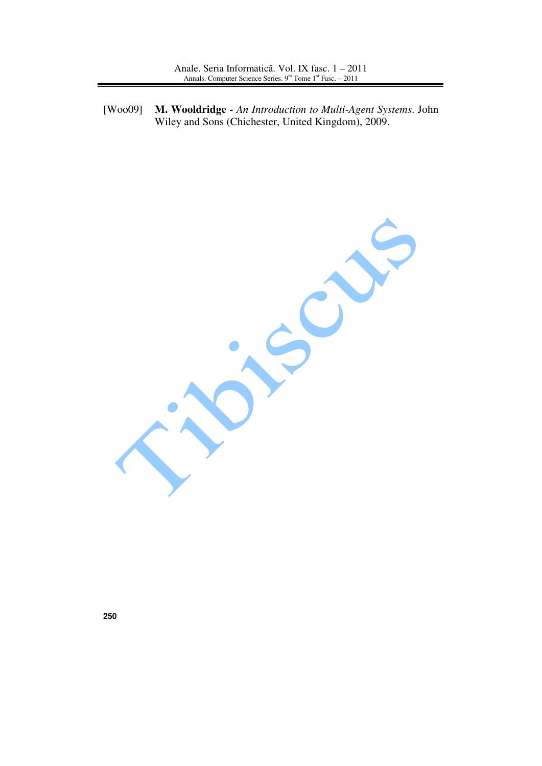[Woo09] **M. Wooldridge -** *An Introduction to Multi-Agent Systems*. John Wiley and Sons (Chichester, United Kingdom), 2009.